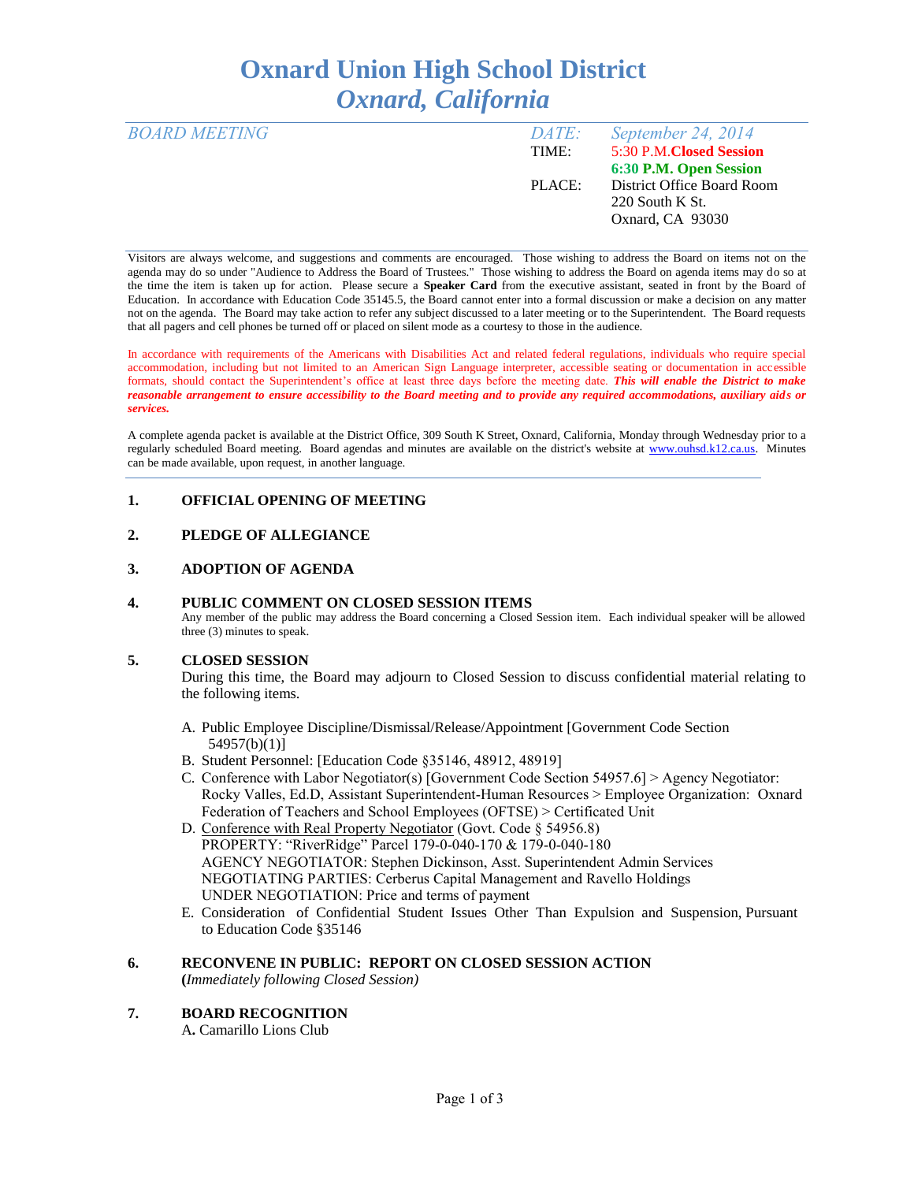# Oxnard Union High School District
## *Oxnard, California*

*BOARD MEETING*

| | |
|---|---|
| *DATE:* | *September 24, 2014* |
| TIME: | 5:30 P.M.**Closed Session** |
| | **6:30 P.M. Open Session** |
| PLACE: | District Office Board Room |
| | 220 South K St. |
| | Oxnard, CA 93030 |

Visitors are always welcome, and suggestions and comments are encouraged. Those wishing to address the Board on items not on the agenda may do so under "Audience to Address the Board of Trustees." Those wishing to address the Board on agenda items may do so at the time the item is taken up for action. Please secure a **Speaker Card** from the executive assistant, seated in front by the Board of Education. In accordance with Education Code 35145.5, the Board cannot enter into a formal discussion or make a decision on any matter not on the agenda. The Board may take action to refer any subject discussed to a later meeting or to the Superintendent. The Board requests that all pagers and cell phones be turned off or placed on silent mode as a courtesy to those in the audience.

In accordance with requirements of the Americans with Disabilities Act and related federal regulations, individuals who require special accommodation, including but not limited to an American Sign Language interpreter, accessible seating or documentation in accessible formats, should contact the Superintendent's office at least three days before the meeting date. ***This will enable the District to make reasonable arrangement to ensure accessibility to the Board meeting and to provide any required accommodations, auxiliary aids or services.***

A complete agenda packet is available at the District Office, 309 South K Street, Oxnard, California, Monday through Wednesday prior to a regularly scheduled Board meeting. Board agendas and minutes are available on the district's website at www.ouhsd.k12.ca.us. Minutes can be made available, upon request, in another language.

---

**1. OFFICIAL OPENING OF MEETING**

**2. PLEDGE OF ALLEGIANCE**

**3. ADOPTION OF AGENDA**

**4. PUBLIC COMMENT ON CLOSED SESSION ITEMS**

Any member of the public may address the Board concerning a Closed Session item. Each individual speaker will be allowed three (3) minutes to speak.

**5. CLOSED SESSION**

During this time, the Board may adjourn to Closed Session to discuss confidential material relating to the following items.

A. Public Employee Discipline/Dismissal/Release/Appointment [Government Code Section 54957(b)(1)]

B. Student Personnel: [Education Code §35146, 48912, 48919]

C. Conference with Labor Negotiator(s) [Government Code Section 54957.6] > Agency Negotiator: Rocky Valles, Ed.D, Assistant Superintendent-Human Resources > Employee Organization: Oxnard Federation of Teachers and School Employees (OFTSE) > Certificated Unit

D. Conference with Real Property Negotiator (Govt. Code § 54956.8)
PROPERTY: "RiverRidge" Parcel 179-0-040-170 & 179-0-040-180
AGENCY NEGOTIATOR: Stephen Dickinson, Asst. Superintendent Admin Services
NEGOTIATING PARTIES: Cerberus Capital Management and Ravello Holdings
UNDER NEGOTIATION: Price and terms of payment

E. Consideration of Confidential Student Issues Other Than Expulsion and Suspension, Pursuant to Education Code §35146

**6. RECONVENE IN PUBLIC: REPORT ON CLOSED SESSION ACTION**

**(***Immediately following Closed Session)*

**7. BOARD RECOGNITION**

A**.** Camarillo Lions Club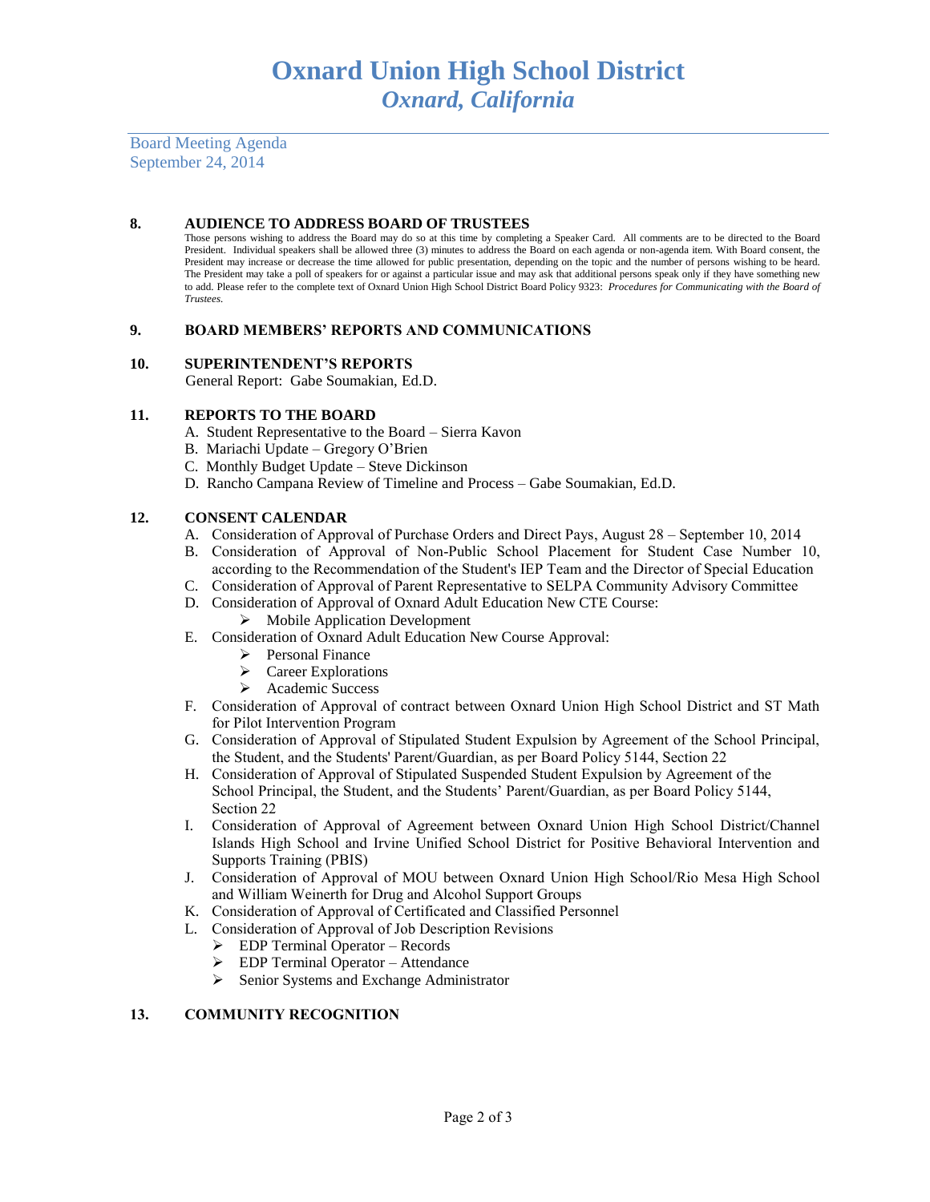# Oxnard Union High School District
## *Oxnard, California*

Board Meeting Agenda
September 24, 2014

**8. AUDIENCE TO ADDRESS BOARD OF TRUSTEES**

Those persons wishing to address the Board may do so at this time by completing a Speaker Card. All comments are to be directed to the Board President. Individual speakers shall be allowed three (3) minutes to address the Board on each agenda or non-agenda item. With Board consent, the President may increase or decrease the time allowed for public presentation, depending on the topic and the number of persons wishing to be heard. The President may take a poll of speakers for or against a particular issue and may ask that additional persons speak only if they have something new to add. Please refer to the complete text of Oxnard Union High School District Board Policy 9323: *Procedures for Communicating with the Board of Trustees.*

**9. BOARD MEMBERS' REPORTS AND COMMUNICATIONS**

**10. SUPERINTENDENT'S REPORTS**

General Report: Gabe Soumakian, Ed.D.

**11. REPORTS TO THE BOARD**

A. Student Representative to the Board – Sierra Kavon
B. Mariachi Update – Gregory O'Brien
C. Monthly Budget Update – Steve Dickinson
D. Rancho Campana Review of Timeline and Process – Gabe Soumakian, Ed.D.

**12. CONSENT CALENDAR**

A. Consideration of Approval of Purchase Orders and Direct Pays, August 28 – September 10, 2014
B. Consideration of Approval of Non-Public School Placement for Student Case Number 10, according to the Recommendation of the Student's IEP Team and the Director of Special Education
C. Consideration of Approval of Parent Representative to SELPA Community Advisory Committee
D. Consideration of Approval of Oxnard Adult Education New CTE Course:
   - Mobile Application Development
E. Consideration of Oxnard Adult Education New Course Approval:
   - Personal Finance
   - Career Explorations
   - Academic Success
F. Consideration of Approval of contract between Oxnard Union High School District and ST Math for Pilot Intervention Program
G. Consideration of Approval of Stipulated Student Expulsion by Agreement of the School Principal, the Student, and the Students' Parent/Guardian, as per Board Policy 5144, Section 22
H. Consideration of Approval of Stipulated Suspended Student Expulsion by Agreement of the School Principal, the Student, and the Students' Parent/Guardian, as per Board Policy 5144, Section 22
I. Consideration of Approval of Agreement between Oxnard Union High School District/Channel Islands High School and Irvine Unified School District for Positive Behavioral Intervention and Supports Training (PBIS)
J. Consideration of Approval of MOU between Oxnard Union High School/Rio Mesa High School and William Weinerth for Drug and Alcohol Support Groups
K. Consideration of Approval of Certificated and Classified Personnel
L. Consideration of Approval of Job Description Revisions
   - EDP Terminal Operator – Records
   - EDP Terminal Operator – Attendance
   - Senior Systems and Exchange Administrator

**13. COMMUNITY RECOGNITION**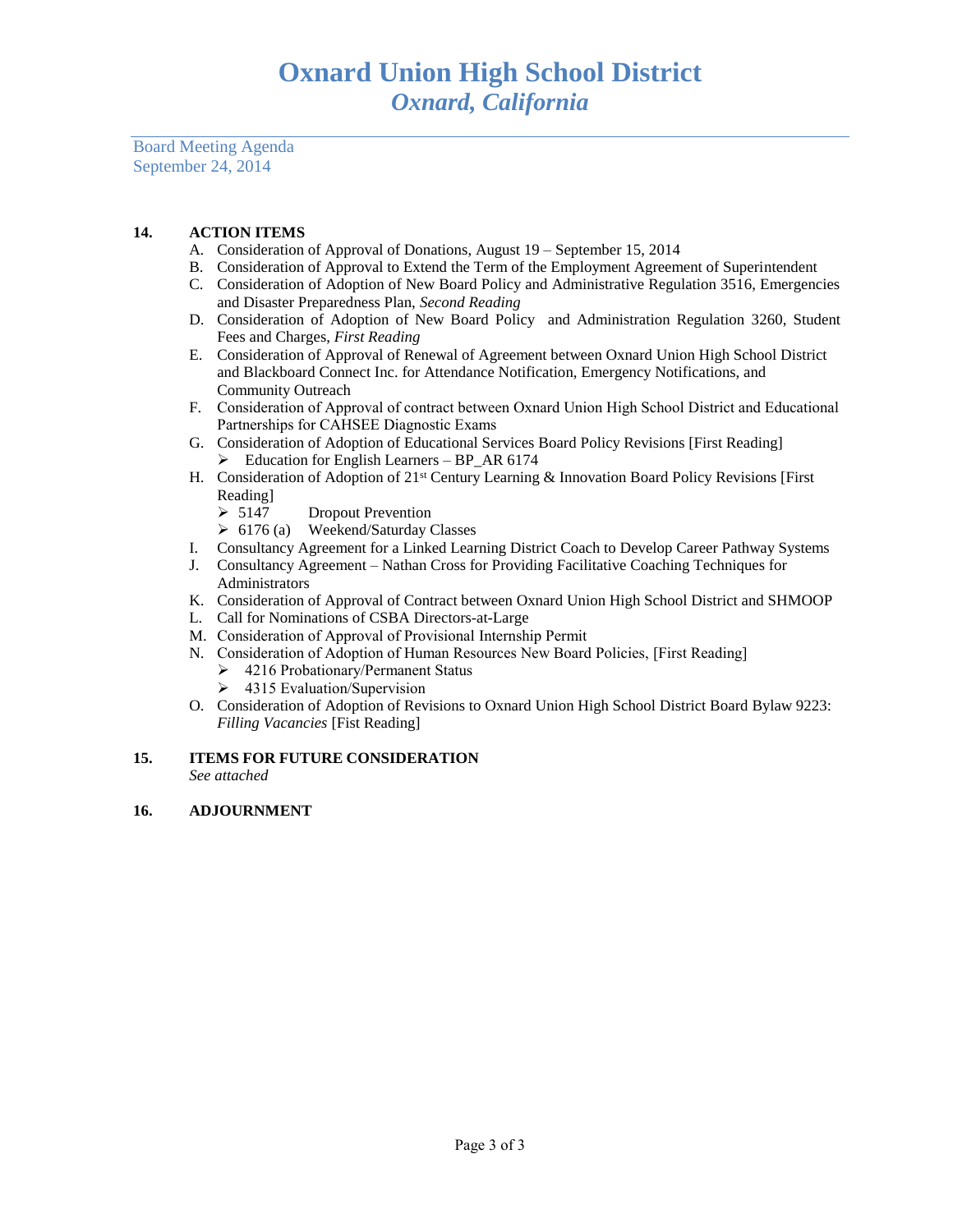# Oxnard Union High School District
## *Oxnard, California*

Board Meeting Agenda
September 24, 2014

**14. ACTION ITEMS**

A. Consideration of Approval of Donations, August 19 – September 15, 2014
B. Consideration of Approval to Extend the Term of the Employment Agreement of Superintendent
C. Consideration of Adoption of New Board Policy and Administrative Regulation 3516, Emergencies and Disaster Preparedness Plan, *Second Reading*
D. Consideration of Adoption of New Board Policy and Administration Regulation 3260, Student Fees and Charges, *First Reading*
E. Consideration of Approval of Renewal of Agreement between Oxnard Union High School District and Blackboard Connect Inc. for Attendance Notification, Emergency Notifications, and Community Outreach
F. Consideration of Approval of contract between Oxnard Union High School District and Educational Partnerships for CAHSEE Diagnostic Exams
G. Consideration of Adoption of Educational Services Board Policy Revisions [First Reading]
   - Education for English Learners – BP_AR 6174
H. Consideration of Adoption of 21st Century Learning & Innovation Board Policy Revisions [First Reading]
   - 5147 Dropout Prevention
   - 6176 (a) Weekend/Saturday Classes
I. Consultancy Agreement for a Linked Learning District Coach to Develop Career Pathway Systems
J. Consultancy Agreement – Nathan Cross for Providing Facilitative Coaching Techniques for Administrators
K. Consideration of Approval of Contract between Oxnard Union High School District and SHMOOP
L. Call for Nominations of CSBA Directors-at-Large
M. Consideration of Approval of Provisional Internship Permit
N. Consideration of Adoption of Human Resources New Board Policies, [First Reading]
   - 4216 Probationary/Permanent Status
   - 4315 Evaluation/Supervision
O. Consideration of Adoption of Revisions to Oxnard Union High School District Board Bylaw 9223: *Filling Vacancies* [Fist Reading]

**15. ITEMS FOR FUTURE CONSIDERATION**
*See attached*

**16. ADJOURNMENT**